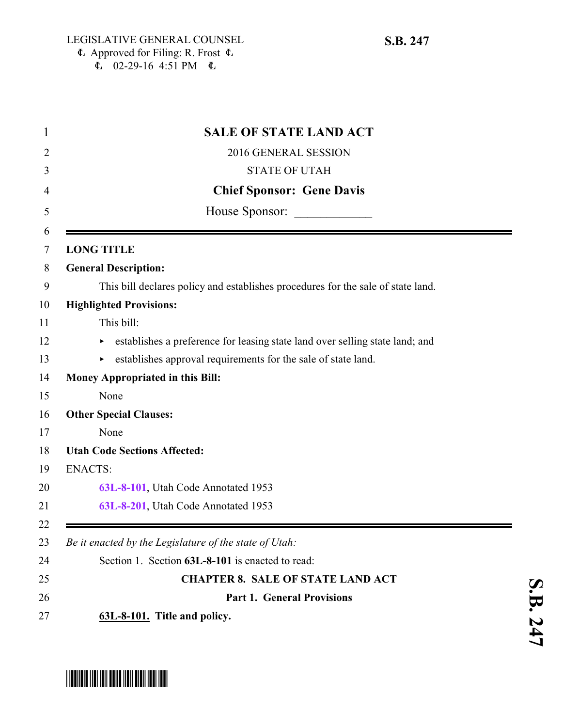LEGISLATIVE GENERAL COUNSEL
Approved for Filing: R. Frost
02-29-16 4:51 PM

**S.B. 247**

# SALE OF STATE LAND ACT

2016 GENERAL SESSION

STATE OF UTAH

**Chief Sponsor: Gene Davis**

House Sponsor: ____________

---

**LONG TITLE**

**General Description:**

This bill declares policy and establishes procedures for the sale of state land.

**Highlighted Provisions:**

This bill:

- establishes a preference for leasing state land over selling state land; and
- establishes approval requirements for the sale of state land.

**Money Appropriated in this Bill:**

None

**Other Special Clauses:**

None

**Utah Code Sections Affected:**

ENACTS:

63L-8-101, Utah Code Annotated 1953

63L-8-201, Utah Code Annotated 1953

---

*Be it enacted by the Legislature of the state of Utah:*

Section 1. Section **63L-8-101** is enacted to read:

**CHAPTER 8. SALE OF STATE LAND ACT**

**Part 1. General Provisions**

**63L-8-101. Title and policy.**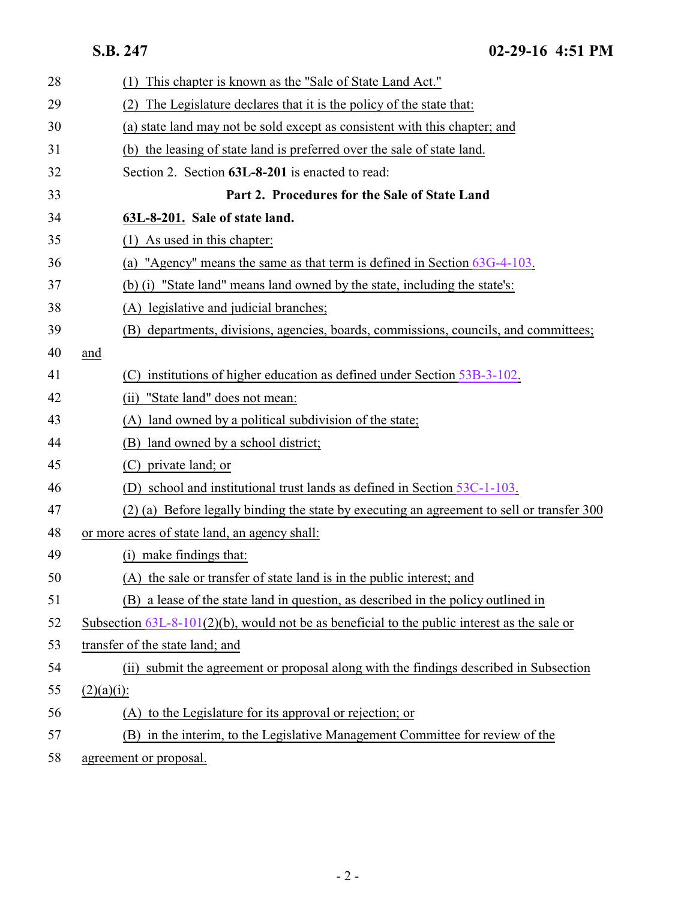28 (1) This chapter is known as the "Sale of State Land Act."

29 (2) The Legislature declares that it is the policy of the state that:

30 (a) state land may not be sold except as consistent with this chapter; and

31 (b) the leasing of state land is preferred over the sale of state land.

32 Section 2. Section **63L-8-201** is enacted to read:

33 **Part 2. Procedures for the Sale of State Land**

34 **63L-8-201. Sale of state land.**

35 (1) As used in this chapter:

36 (a) "Agency" means the same as that term is defined in Section 63G-4-103.

37 (b) (i) "State land" means land owned by the state, including the state's:

38 (A) legislative and judicial branches;

39 (B) departments, divisions, agencies, boards, commissions, councils, and committees;

40 and

41 (C) institutions of higher education as defined under Section 53B-3-102.

42 (ii) "State land" does not mean:

43 (A) land owned by a political subdivision of the state;

44 (B) land owned by a school district;

45 (C) private land; or

46 (D) school and institutional trust lands as defined in Section 53C-1-103.

47 (2) (a) Before legally binding the state by executing an agreement to sell or transfer 300

48 or more acres of state land, an agency shall:

49 (i) make findings that:

50 (A) the sale or transfer of state land is in the public interest; and

51 (B) a lease of the state land in question, as described in the policy outlined in

52 Subsection 63L-8-101(2)(b), would not be as beneficial to the public interest as the sale or

53 transfer of the state land; and

54 (ii) submit the agreement or proposal along with the findings described in Subsection

55 (2)(a)(i):

56 (A) to the Legislature for its approval or rejection; or

57 (B) in the interim, to the Legislative Management Committee for review of the

58 agreement or proposal.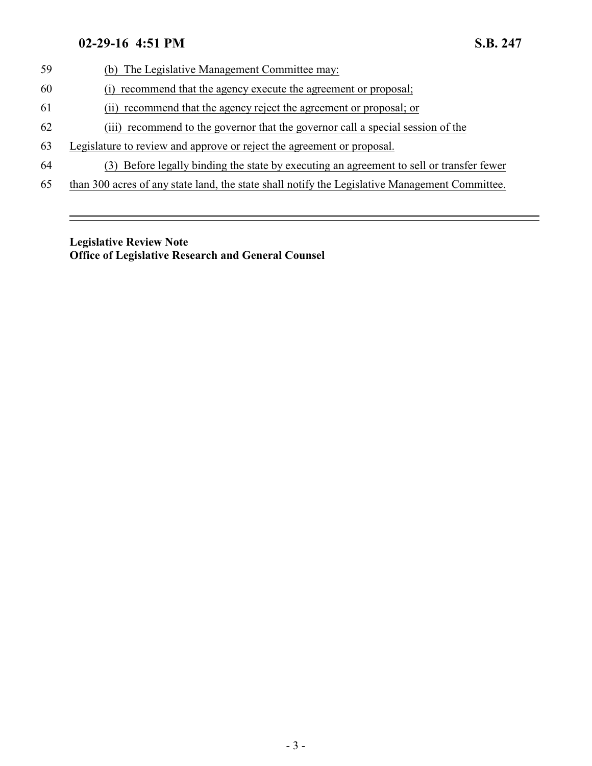59 (b) The Legislative Management Committee may:

60 (i) recommend that the agency execute the agreement or proposal;

61 (ii) recommend that the agency reject the agreement or proposal; or

62 (iii) recommend to the governor that the governor call a special session of the

63 Legislature to review and approve or reject the agreement or proposal.

64 (3) Before legally binding the state by executing an agreement to sell or transfer fewer

65 than 300 acres of any state land, the state shall notify the Legislative Management Committee.

---

**Legislative Review Note**
**Office of Legislative Research and General Counsel**